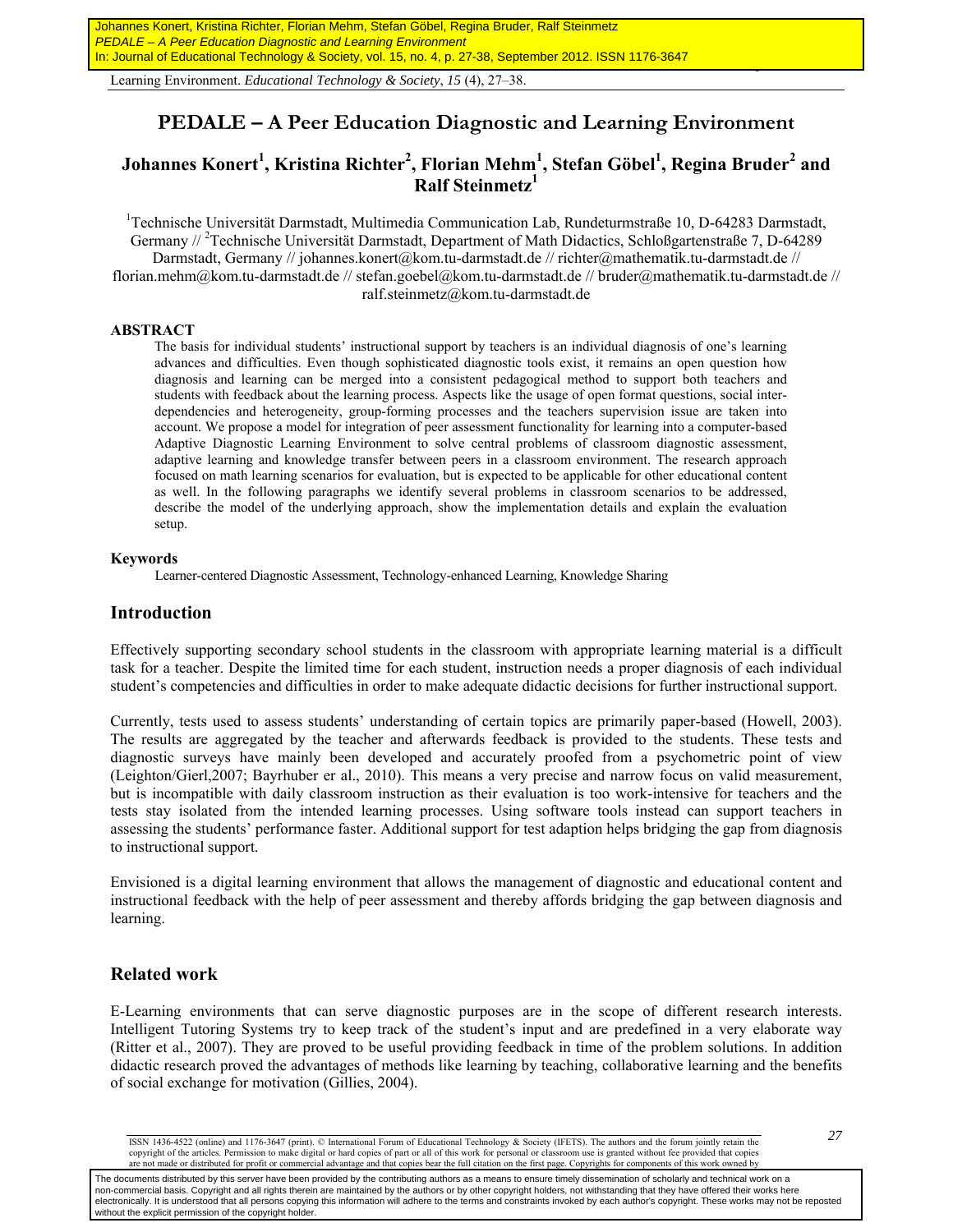# PEDALE – A Peer Education Diagnostic and Learning Environment

**Johannes Konert[1], Kristina Richter[2], Florian Mehm[1], Stefan Göbel[1], Regina Bruder[2] and Ralf Steinmetz[1]**

[1]Technische Universität Darmstadt, Multimedia Communication Lab, Rundeturmstraße 10, D-64283 Darmstadt, Germany // [2]Technische Universität Darmstadt, Department of Math Didactics, Schloßgartenstraße 7, D-64289 Darmstadt, Germany // johannes.konert@kom.tu-darmstadt.de // richter@mathematik.tu-darmstadt.de // florian.mehm@kom.tu-darmstadt.de // stefan.goebel@kom.tu-darmstadt.de // bruder@mathematik.tu-darmstadt.de // ralf.steinmetz@kom.tu-darmstadt.de

**ABSTRACT**

The basis for individual students' instructional support by teachers is an individual diagnosis of one's learning advances and difficulties. Even though sophisticated diagnostic tools exist, it remains an open question how diagnosis and learning can be merged into a consistent pedagogical method to support both teachers and students with feedback about the learning process. Aspects like the usage of open format questions, social inter-dependencies and heterogeneity, group-forming processes and the teachers supervision issue are taken into account. We propose a model for integration of peer assessment functionality for learning into a computer-based Adaptive Diagnostic Learning Environment to solve central problems of classroom diagnostic assessment, adaptive learning and knowledge transfer between peers in a classroom environment. The research approach focused on math learning scenarios for evaluation, but is expected to be applicable for other educational content as well. In the following paragraphs we identify several problems in classroom scenarios to be addressed, describe the model of the underlying approach, show the implementation details and explain the evaluation setup.

**Keywords**

Learner-centered Diagnostic Assessment, Technology-enhanced Learning, Knowledge Sharing

## Introduction

Effectively supporting secondary school students in the classroom with appropriate learning material is a difficult task for a teacher. Despite the limited time for each student, instruction needs a proper diagnosis of each individual student's competencies and difficulties in order to make adequate didactic decisions for further instructional support.

Currently, tests used to assess students' understanding of certain topics are primarily paper-based (Howell, 2003). The results are aggregated by the teacher and afterwards feedback is provided to the students. These tests and diagnostic surveys have mainly been developed and accurately proofed from a psychometric point of view (Leighton/Gierl,2007; Bayrhuber er al., 2010). This means a very precise and narrow focus on valid measurement, but is incompatible with daily classroom instruction as their evaluation is too work-intensive for teachers and the tests stay isolated from the intended learning processes. Using software tools instead can support teachers in assessing the students' performance faster. Additional support for test adaption helps bridging the gap from diagnosis to instructional support.

Envisioned is a digital learning environment that allows the management of diagnostic and educational content and instructional feedback with the help of peer assessment and thereby affords bridging the gap between diagnosis and learning.

## Related work

E-Learning environments that can serve diagnostic purposes are in the scope of different research interests. Intelligent Tutoring Systems try to keep track of the student's input and are predefined in a very elaborate way (Ritter et al., 2007). They are proved to be useful providing feedback in time of the problem solutions. In addition didactic research proved the advantages of methods like learning by teaching, collaborative learning and the benefits of social exchange for motivation (Gillies, 2004).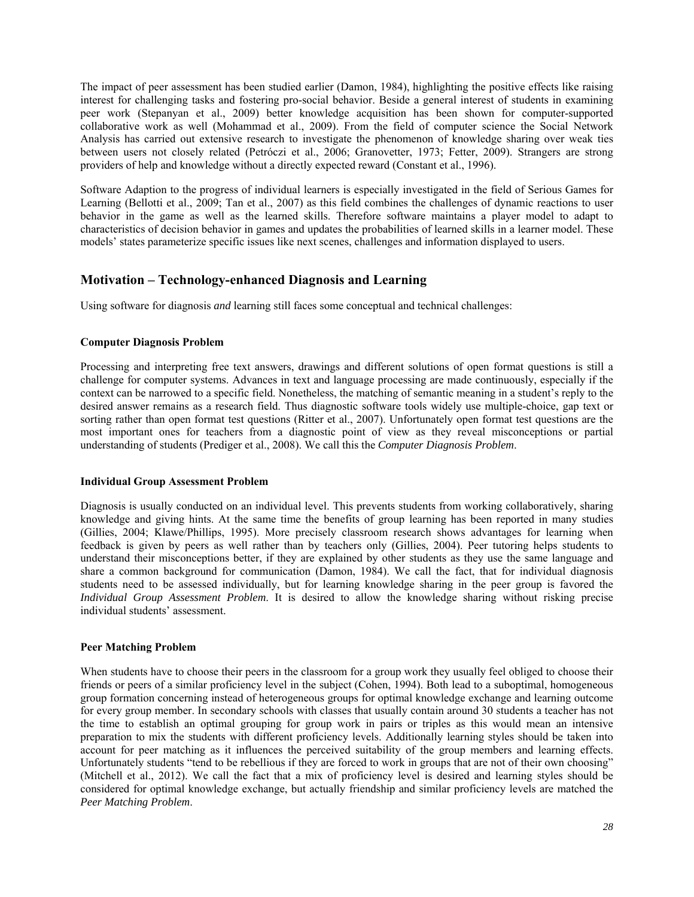The impact of peer assessment has been studied earlier (Damon, 1984), highlighting the positive effects like raising interest for challenging tasks and fostering pro-social behavior. Beside a general interest of students in examining peer work (Stepanyan et al., 2009) better knowledge acquisition has been shown for computer-supported collaborative work as well (Mohammad et al., 2009). From the field of computer science the Social Network Analysis has carried out extensive research to investigate the phenomenon of knowledge sharing over weak ties between users not closely related (Petróczi et al., 2006; Granovetter, 1973; Fetter, 2009). Strangers are strong providers of help and knowledge without a directly expected reward (Constant et al., 1996).

Software Adaption to the progress of individual learners is especially investigated in the field of Serious Games for Learning (Bellotti et al., 2009; Tan et al., 2007) as this field combines the challenges of dynamic reactions to user behavior in the game as well as the learned skills. Therefore software maintains a player model to adapt to characteristics of decision behavior in games and updates the probabilities of learned skills in a learner model. These models' states parameterize specific issues like next scenes, challenges and information displayed to users.

## Motivation – Technology-enhanced Diagnosis and Learning

Using software for diagnosis *and* learning still faces some conceptual and technical challenges:

### Computer Diagnosis Problem

Processing and interpreting free text answers, drawings and different solutions of open format questions is still a challenge for computer systems. Advances in text and language processing are made continuously, especially if the context can be narrowed to a specific field. Nonetheless, the matching of semantic meaning in a student's reply to the desired answer remains as a research field. Thus diagnostic software tools widely use multiple-choice, gap text or sorting rather than open format test questions (Ritter et al., 2007). Unfortunately open format test questions are the most important ones for teachers from a diagnostic point of view as they reveal misconceptions or partial understanding of students (Prediger et al., 2008). We call this the *Computer Diagnosis Problem*.

### Individual Group Assessment Problem

Diagnosis is usually conducted on an individual level. This prevents students from working collaboratively, sharing knowledge and giving hints. At the same time the benefits of group learning has been reported in many studies (Gillies, 2004; Klawe/Phillips, 1995). More precisely classroom research shows advantages for learning when feedback is given by peers as well rather than by teachers only (Gillies, 2004). Peer tutoring helps students to understand their misconceptions better, if they are explained by other students as they use the same language and share a common background for communication (Damon, 1984). We call the fact, that for individual diagnosis students need to be assessed individually, but for learning knowledge sharing in the peer group is favored the *Individual Group Assessment Problem*. It is desired to allow the knowledge sharing without risking precise individual students' assessment.

### Peer Matching Problem

When students have to choose their peers in the classroom for a group work they usually feel obliged to choose their friends or peers of a similar proficiency level in the subject (Cohen, 1994). Both lead to a suboptimal, homogeneous group formation concerning instead of heterogeneous groups for optimal knowledge exchange and learning outcome for every group member. In secondary schools with classes that usually contain around 30 students a teacher has not the time to establish an optimal grouping for group work in pairs or triples as this would mean an intensive preparation to mix the students with different proficiency levels. Additionally learning styles should be taken into account for peer matching as it influences the perceived suitability of the group members and learning effects. Unfortunately students "tend to be rebellious if they are forced to work in groups that are not of their own choosing" (Mitchell et al., 2012). We call the fact that a mix of proficiency level is desired and learning styles should be considered for optimal knowledge exchange, but actually friendship and similar proficiency levels are matched the *Peer Matching Problem*.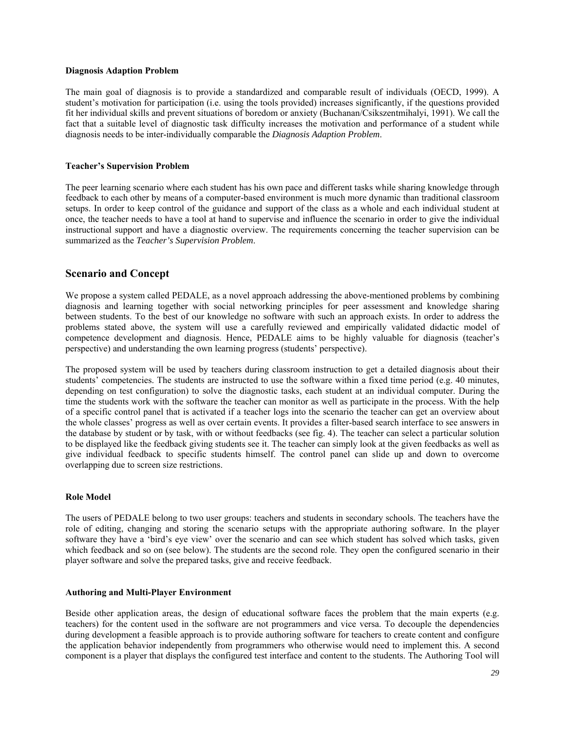### Diagnosis Adaption Problem

The main goal of diagnosis is to provide a standardized and comparable result of individuals (OECD, 1999). A student's motivation for participation (i.e. using the tools provided) increases significantly, if the questions provided fit her individual skills and prevent situations of boredom or anxiety (Buchanan/Csikszentmihalyi, 1991). We call the fact that a suitable level of diagnostic task difficulty increases the motivation and performance of a student while diagnosis needs to be inter-individually comparable the *Diagnosis Adaption Problem*.

### Teacher's Supervision Problem

The peer learning scenario where each student has his own pace and different tasks while sharing knowledge through feedback to each other by means of a computer-based environment is much more dynamic than traditional classroom setups. In order to keep control of the guidance and support of the class as a whole and each individual student at once, the teacher needs to have a tool at hand to supervise and influence the scenario in order to give the individual instructional support and have a diagnostic overview. The requirements concerning the teacher supervision can be summarized as the *Teacher's Supervision Problem*.

## Scenario and Concept

We propose a system called PEDALE, as a novel approach addressing the above-mentioned problems by combining diagnosis and learning together with social networking principles for peer assessment and knowledge sharing between students. To the best of our knowledge no software with such an approach exists. In order to address the problems stated above, the system will use a carefully reviewed and empirically validated didactic model of competence development and diagnosis. Hence, PEDALE aims to be highly valuable for diagnosis (teacher's perspective) and understanding the own learning progress (students' perspective).

The proposed system will be used by teachers during classroom instruction to get a detailed diagnosis about their students' competencies. The students are instructed to use the software within a fixed time period (e.g. 40 minutes, depending on test configuration) to solve the diagnostic tasks, each student at an individual computer. During the time the students work with the software the teacher can monitor as well as participate in the process. With the help of a specific control panel that is activated if a teacher logs into the scenario the teacher can get an overview about the whole classes' progress as well as over certain events. It provides a filter-based search interface to see answers in the database by student or by task, with or without feedbacks (see fig. 4). The teacher can select a particular solution to be displayed like the feedback giving students see it. The teacher can simply look at the given feedbacks as well as give individual feedback to specific students himself. The control panel can slide up and down to overcome overlapping due to screen size restrictions.

### Role Model

The users of PEDALE belong to two user groups: teachers and students in secondary schools. The teachers have the role of editing, changing and storing the scenario setups with the appropriate authoring software. In the player software they have a 'bird's eye view' over the scenario and can see which student has solved which tasks, given which feedback and so on (see below). The students are the second role. They open the configured scenario in their player software and solve the prepared tasks, give and receive feedback.

### Authoring and Multi-Player Environment

Beside other application areas, the design of educational software faces the problem that the main experts (e.g. teachers) for the content used in the software are not programmers and vice versa. To decouple the dependencies during development a feasible approach is to provide authoring software for teachers to create content and configure the application behavior independently from programmers who otherwise would need to implement this. A second component is a player that displays the configured test interface and content to the students. The Authoring Tool will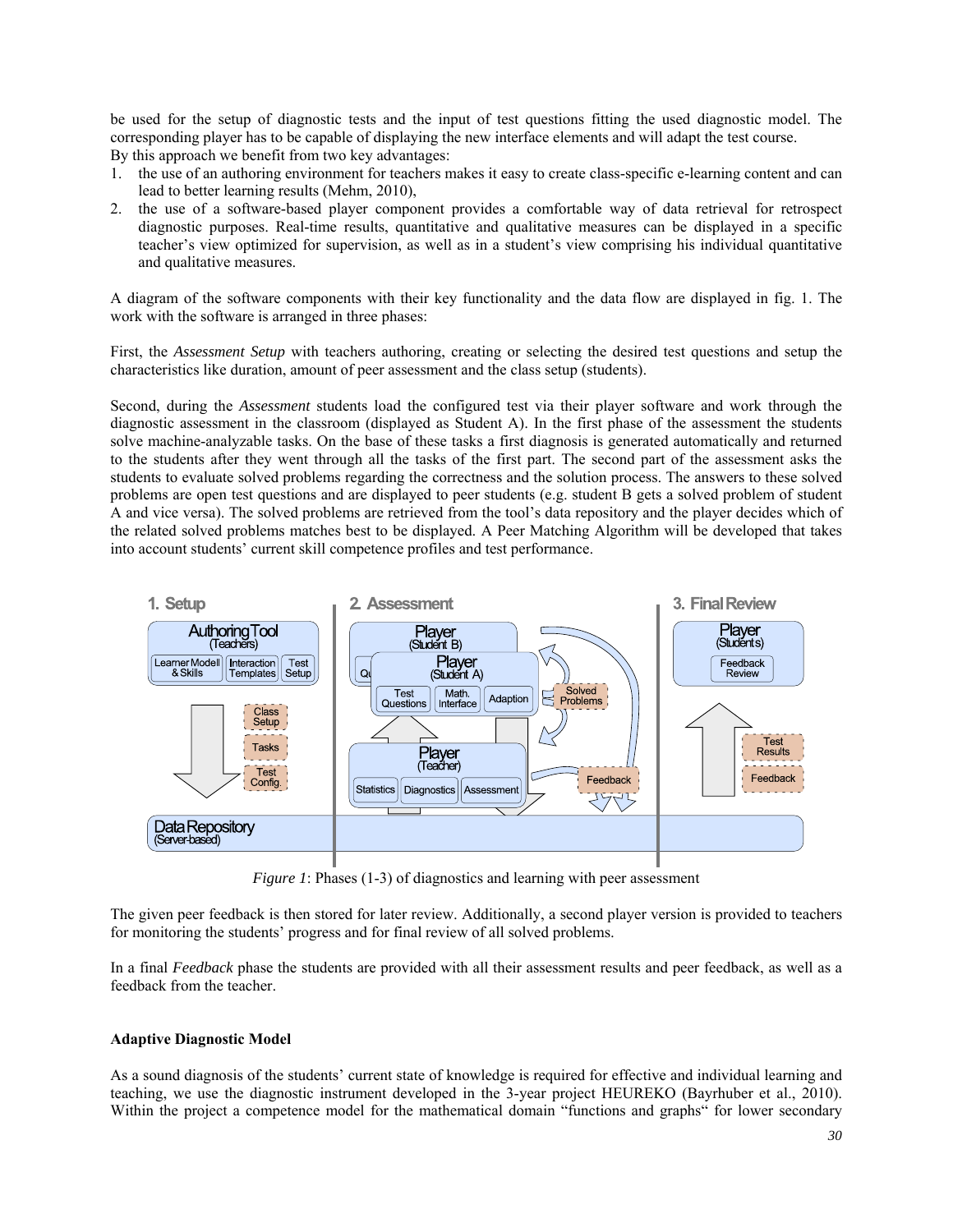be used for the setup of diagnostic tests and the input of test questions fitting the used diagnostic model. The corresponding player has to be capable of displaying the new interface elements and will adapt the test course.
By this approach we benefit from two key advantages:

1. the use of an authoring environment for teachers makes it easy to create class-specific e-learning content and can lead to better learning results (Mehm, 2010),
2. the use of a software-based player component provides a comfortable way of data retrieval for retrospect diagnostic purposes. Real-time results, quantitative and qualitative measures can be displayed in a specific teacher's view optimized for supervision, as well as in a student's view comprising his individual quantitative and qualitative measures.

A diagram of the software components with their key functionality and the data flow are displayed in fig. 1. The work with the software is arranged in three phases:

First, the *Assessment Setup* with teachers authoring, creating or selecting the desired test questions and setup the characteristics like duration, amount of peer assessment and the class setup (students).

Second, during the *Assessment* students load the configured test via their player software and work through the diagnostic assessment in the classroom (displayed as Student A). In the first phase of the assessment the students solve machine-analyzable tasks. On the base of these tasks a first diagnosis is generated automatically and returned to the students after they went through all the tasks of the first part. The second part of the assessment asks the students to evaluate solved problems regarding the correctness and the solution process. The answers to these solved problems are open test questions and are displayed to peer students (e.g. student B gets a solved problem of student A and vice versa). The solved problems are retrieved from the tool's data repository and the player decides which of the related solved problems matches best to be displayed. A Peer Matching Algorithm will be developed that takes into account students' current skill competence profiles and test performance.

*Figure 1*: Phases (1-3) of diagnostics and learning with peer assessment

The given peer feedback is then stored for later review. Additionally, a second player version is provided to teachers for monitoring the students' progress and for final review of all solved problems.

In a final *Feedback* phase the students are provided with all their assessment results and peer feedback, as well as a feedback from the teacher.

## Adaptive Diagnostic Model

As a sound diagnosis of the students' current state of knowledge is required for effective and individual learning and teaching, we use the diagnostic instrument developed in the 3-year project HEUREKO (Bayrhuber et al., 2010). Within the project a competence model for the mathematical domain "functions and graphs" for lower secondary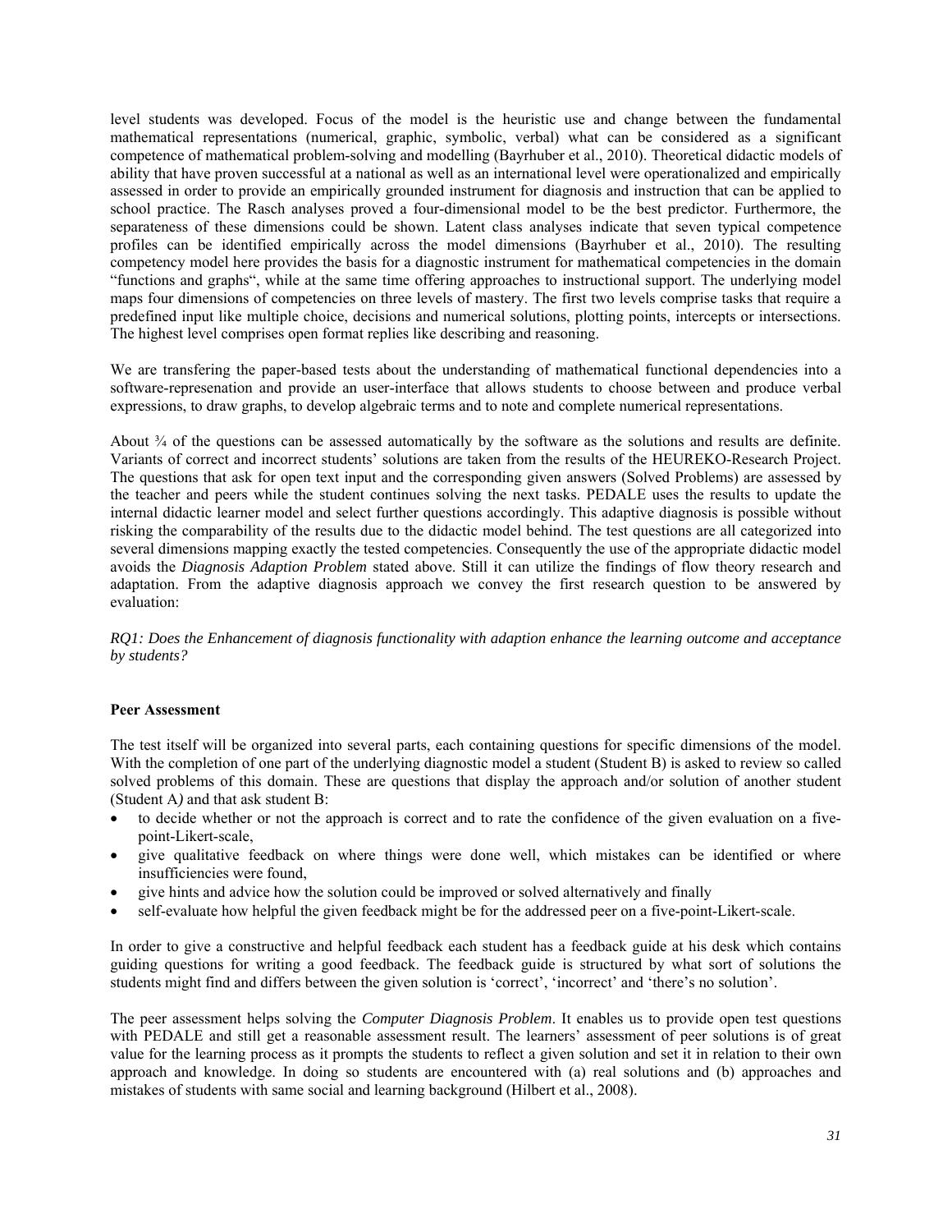level students was developed. Focus of the model is the heuristic use and change between the fundamental mathematical representations (numerical, graphic, symbolic, verbal) what can be considered as a significant competence of mathematical problem-solving and modelling (Bayrhuber et al., 2010). Theoretical didactic models of ability that have proven successful at a national as well as an international level were operationalized and empirically assessed in order to provide an empirically grounded instrument for diagnosis and instruction that can be applied to school practice. The Rasch analyses proved a four-dimensional model to be the best predictor. Furthermore, the separateness of these dimensions could be shown. Latent class analyses indicate that seven typical competence profiles can be identified empirically across the model dimensions (Bayrhuber et al., 2010). The resulting competency model here provides the basis for a diagnostic instrument for mathematical competencies in the domain "functions and graphs", while at the same time offering approaches to instructional support. The underlying model maps four dimensions of competencies on three levels of mastery. The first two levels comprise tasks that require a predefined input like multiple choice, decisions and numerical solutions, plotting points, intercepts or intersections. The highest level comprises open format replies like describing and reasoning.

We are transfering the paper-based tests about the understanding of mathematical functional dependencies into a software-represenation and provide an user-interface that allows students to choose between and produce verbal expressions, to draw graphs, to develop algebraic terms and to note and complete numerical representations.

About ¾ of the questions can be assessed automatically by the software as the solutions and results are definite. Variants of correct and incorrect students' solutions are taken from the results of the HEUREKO-Research Project. The questions that ask for open text input and the corresponding given answers (Solved Problems) are assessed by the teacher and peers while the student continues solving the next tasks. PEDALE uses the results to update the internal didactic learner model and select further questions accordingly. This adaptive diagnosis is possible without risking the comparability of the results due to the didactic model behind. The test questions are all categorized into several dimensions mapping exactly the tested competencies. Consequently the use of the appropriate didactic model avoids the *Diagnosis Adaption Problem* stated above. Still it can utilize the findings of flow theory research and adaptation. From the adaptive diagnosis approach we convey the first research question to be answered by evaluation:

*RQ1: Does the Enhancement of diagnosis functionality with adaption enhance the learning outcome and acceptance by students?*

**Peer Assessment**

The test itself will be organized into several parts, each containing questions for specific dimensions of the model. With the completion of one part of the underlying diagnostic model a student (Student B) is asked to review so called solved problems of this domain. These are questions that display the approach and/or solution of another student (Student A*)* and that ask student B:

- to decide whether or not the approach is correct and to rate the confidence of the given evaluation on a five-point-Likert-scale,
- give qualitative feedback on where things were done well, which mistakes can be identified or where insufficiencies were found,
- give hints and advice how the solution could be improved or solved alternatively and finally
- self-evaluate how helpful the given feedback might be for the addressed peer on a five-point-Likert-scale.

In order to give a constructive and helpful feedback each student has a feedback guide at his desk which contains guiding questions for writing a good feedback. The feedback guide is structured by what sort of solutions the students might find and differs between the given solution is 'correct', 'incorrect' and 'there's no solution'.

The peer assessment helps solving the *Computer Diagnosis Problem*. It enables us to provide open test questions with PEDALE and still get a reasonable assessment result. The learners' assessment of peer solutions is of great value for the learning process as it prompts the students to reflect a given solution and set it in relation to their own approach and knowledge. In doing so students are encountered with (a) real solutions and (b) approaches and mistakes of students with same social and learning background (Hilbert et al., 2008).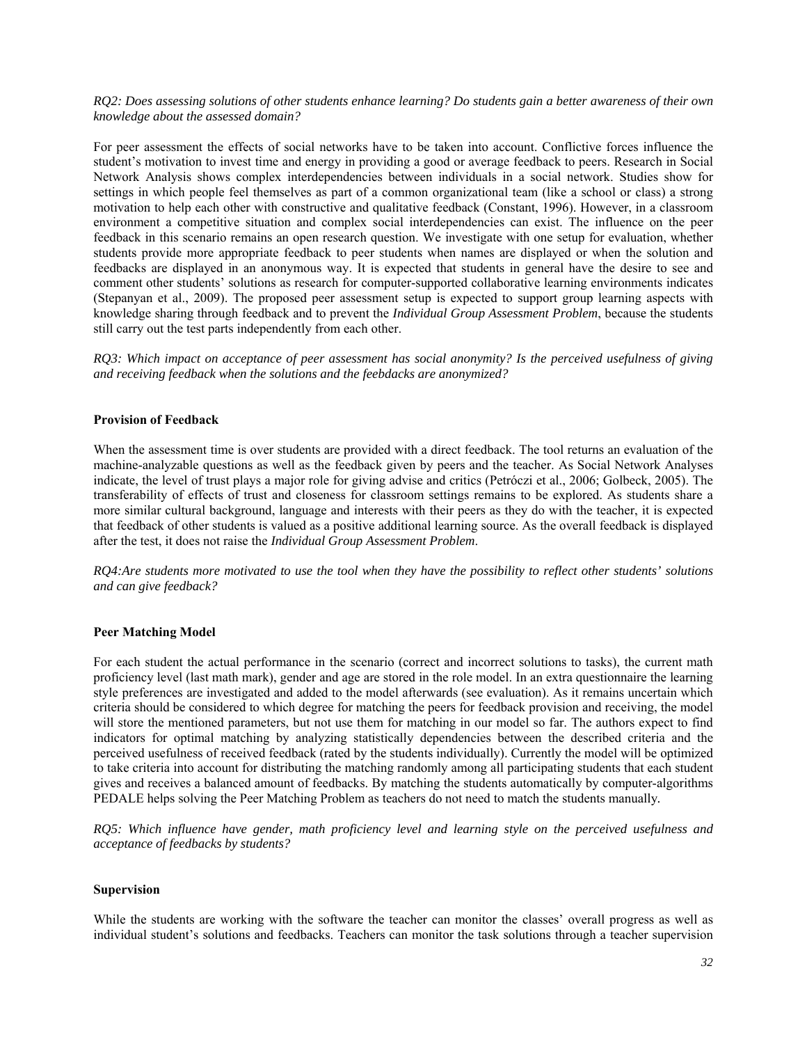*RQ2: Does assessing solutions of other students enhance learning? Do students gain a better awareness of their own knowledge about the assessed domain?*

For peer assessment the effects of social networks have to be taken into account. Conflictive forces influence the student's motivation to invest time and energy in providing a good or average feedback to peers. Research in Social Network Analysis shows complex interdependencies between individuals in a social network. Studies show for settings in which people feel themselves as part of a common organizational team (like a school or class) a strong motivation to help each other with constructive and qualitative feedback (Constant, 1996). However, in a classroom environment a competitive situation and complex social interdependencies can exist. The influence on the peer feedback in this scenario remains an open research question. We investigate with one setup for evaluation, whether students provide more appropriate feedback to peer students when names are displayed or when the solution and feedbacks are displayed in an anonymous way. It is expected that students in general have the desire to see and comment other students' solutions as research for computer-supported collaborative learning environments indicates (Stepanyan et al., 2009). The proposed peer assessment setup is expected to support group learning aspects with knowledge sharing through feedback and to prevent the *Individual Group Assessment Problem*, because the students still carry out the test parts independently from each other.

*RQ3: Which impact on acceptance of peer assessment has social anonymity? Is the perceived usefulness of giving and receiving feedback when the solutions and the feebdacks are anonymized?*

**Provision of Feedback**

When the assessment time is over students are provided with a direct feedback. The tool returns an evaluation of the machine-analyzable questions as well as the feedback given by peers and the teacher. As Social Network Analyses indicate, the level of trust plays a major role for giving advise and critics (Petróczi et al., 2006; Golbeck, 2005). The transferability of effects of trust and closeness for classroom settings remains to be explored. As students share a more similar cultural background, language and interests with their peers as they do with the teacher, it is expected that feedback of other students is valued as a positive additional learning source. As the overall feedback is displayed after the test, it does not raise the *Individual Group Assessment Problem*.

*RQ4:Are students more motivated to use the tool when they have the possibility to reflect other students' solutions and can give feedback?*

**Peer Matching Model**

For each student the actual performance in the scenario (correct and incorrect solutions to tasks), the current math proficiency level (last math mark), gender and age are stored in the role model. In an extra questionnaire the learning style preferences are investigated and added to the model afterwards (see evaluation). As it remains uncertain which criteria should be considered to which degree for matching the peers for feedback provision and receiving, the model will store the mentioned parameters, but not use them for matching in our model so far. The authors expect to find indicators for optimal matching by analyzing statistically dependencies between the described criteria and the perceived usefulness of received feedback (rated by the students individually). Currently the model will be optimized to take criteria into account for distributing the matching randomly among all participating students that each student gives and receives a balanced amount of feedbacks. By matching the students automatically by computer-algorithms PEDALE helps solving the Peer Matching Problem as teachers do not need to match the students manually.

*RQ5: Which influence have gender, math proficiency level and learning style on the perceived usefulness and acceptance of feedbacks by students?*

**Supervision**

While the students are working with the software the teacher can monitor the classes' overall progress as well as individual student's solutions and feedbacks. Teachers can monitor the task solutions through a teacher supervision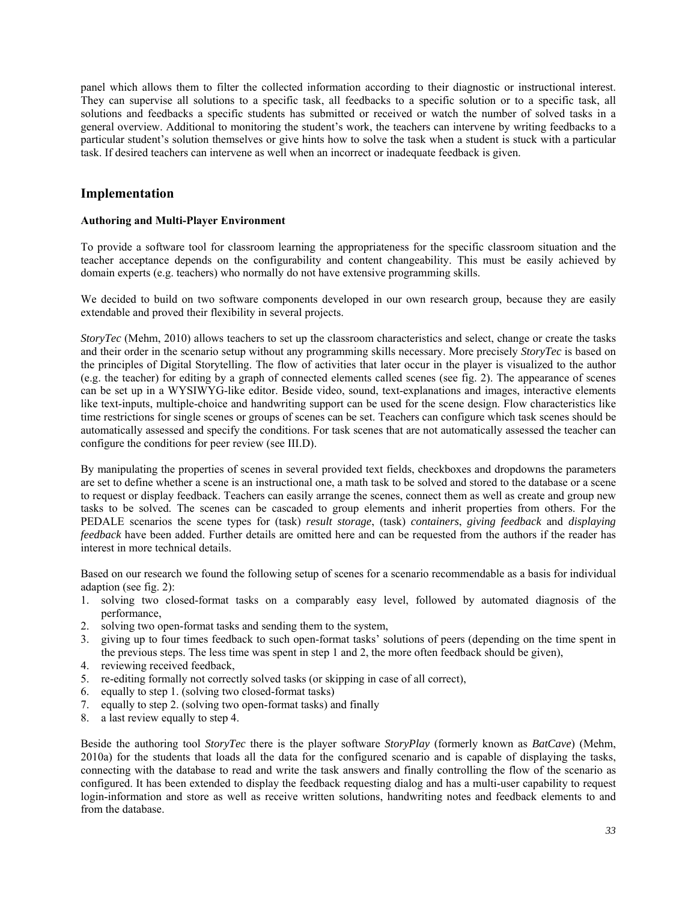panel which allows them to filter the collected information according to their diagnostic or instructional interest. They can supervise all solutions to a specific task, all feedbacks to a specific solution or to a specific task, all solutions and feedbacks a specific students has submitted or received or watch the number of solved tasks in a general overview. Additional to monitoring the student's work, the teachers can intervene by writing feedbacks to a particular student's solution themselves or give hints how to solve the task when a student is stuck with a particular task. If desired teachers can intervene as well when an incorrect or inadequate feedback is given.

## Implementation

### Authoring and Multi-Player Environment

To provide a software tool for classroom learning the appropriateness for the specific classroom situation and the teacher acceptance depends on the configurability and content changeability. This must be easily achieved by domain experts (e.g. teachers) who normally do not have extensive programming skills.

We decided to build on two software components developed in our own research group, because they are easily extendable and proved their flexibility in several projects.

*StoryTec* (Mehm, 2010) allows teachers to set up the classroom characteristics and select, change or create the tasks and their order in the scenario setup without any programming skills necessary. More precisely *StoryTec* is based on the principles of Digital Storytelling. The flow of activities that later occur in the player is visualized to the author (e.g. the teacher) for editing by a graph of connected elements called scenes (see fig. 2). The appearance of scenes can be set up in a WYSIWYG-like editor. Beside video, sound, text-explanations and images, interactive elements like text-inputs, multiple-choice and handwriting support can be used for the scene design. Flow characteristics like time restrictions for single scenes or groups of scenes can be set. Teachers can configure which task scenes should be automatically assessed and specify the conditions. For task scenes that are not automatically assessed the teacher can configure the conditions for peer review (see III.D).

By manipulating the properties of scenes in several provided text fields, checkboxes and dropdowns the parameters are set to define whether a scene is an instructional one, a math task to be solved and stored to the database or a scene to request or display feedback. Teachers can easily arrange the scenes, connect them as well as create and group new tasks to be solved. The scenes can be cascaded to group elements and inherit properties from others. For the PEDALE scenarios the scene types for (task) *result storage*, (task) *containers*, *giving feedback* and *displaying feedback* have been added. Further details are omitted here and can be requested from the authors if the reader has interest in more technical details.

Based on our research we found the following setup of scenes for a scenario recommendable as a basis for individual adaption (see fig. 2):

1. solving two closed-format tasks on a comparably easy level, followed by automated diagnosis of the performance,
2. solving two open-format tasks and sending them to the system,
3. giving up to four times feedback to such open-format tasks' solutions of peers (depending on the time spent in the previous steps. The less time was spent in step 1 and 2, the more often feedback should be given),
4. reviewing received feedback,
5. re-editing formally not correctly solved tasks (or skipping in case of all correct),
6. equally to step 1. (solving two closed-format tasks)
7. equally to step 2. (solving two open-format tasks) and finally
8. a last review equally to step 4.

Beside the authoring tool *StoryTec* there is the player software *StoryPlay* (formerly known as *BatCave*) (Mehm, 2010a) for the students that loads all the data for the configured scenario and is capable of displaying the tasks, connecting with the database to read and write the task answers and finally controlling the flow of the scenario as configured. It has been extended to display the feedback requesting dialog and has a multi-user capability to request login-information and store as well as receive written solutions, handwriting notes and feedback elements to and from the database.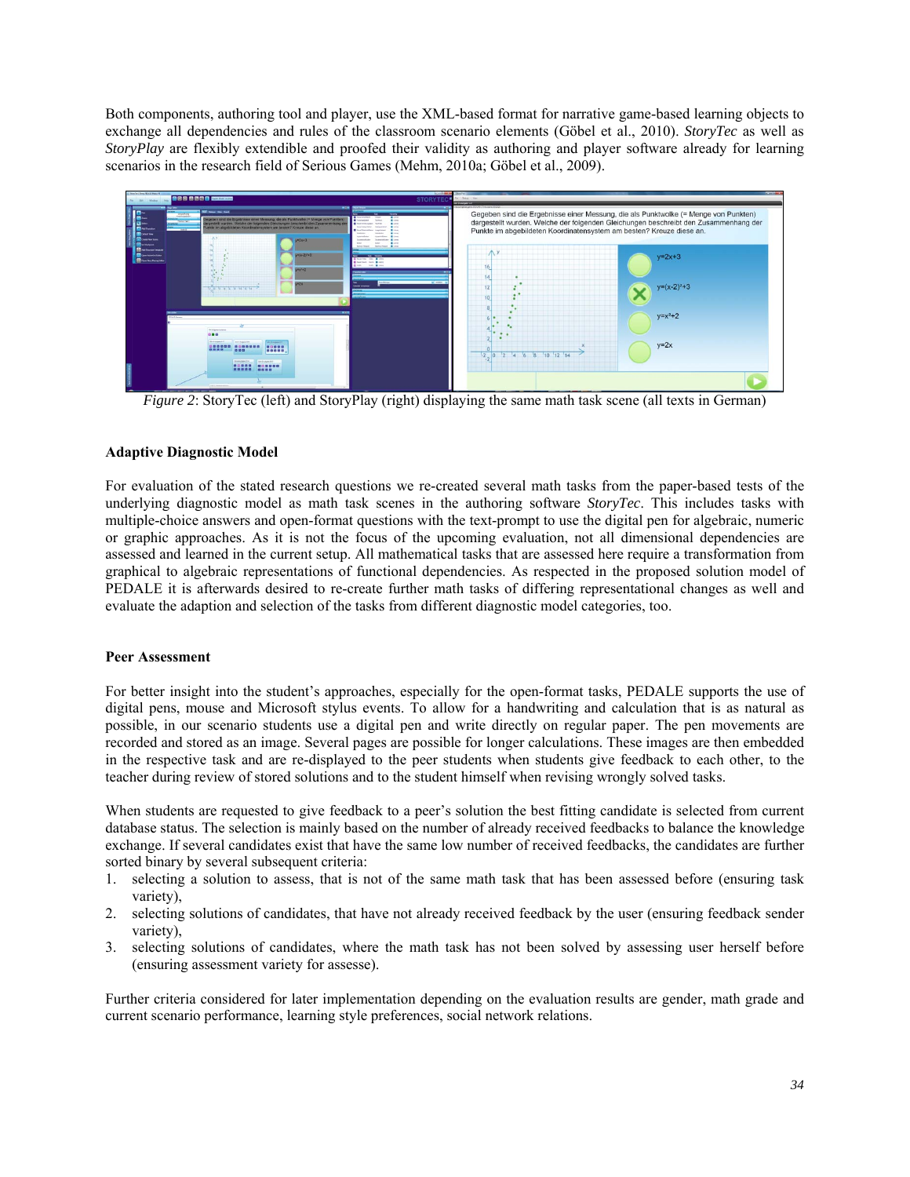Both components, authoring tool and player, use the XML-based format for narrative game-based learning objects to exchange all dependencies and rules of the classroom scenario elements (Göbel et al., 2010). *StoryTec* as well as *StoryPlay* are flexibly extendible and proofed their validity as authoring and player software already for learning scenarios in the research field of Serious Games (Mehm, 2010a; Göbel et al., 2009).

*Figure 2*: StoryTec (left) and StoryPlay (right) displaying the same math task scene (all texts in German)

**Adaptive Diagnostic Model**

For evaluation of the stated research questions we re-created several math tasks from the paper-based tests of the underlying diagnostic model as math task scenes in the authoring software *StoryTec*. This includes tasks with multiple-choice answers and open-format questions with the text-prompt to use the digital pen for algebraic, numeric or graphic approaches. As it is not the focus of the upcoming evaluation, not all dimensional dependencies are assessed and learned in the current setup. All mathematical tasks that are assessed here require a transformation from graphical to algebraic representations of functional dependencies. As respected in the proposed solution model of PEDALE it is afterwards desired to re-create further math tasks of differing representational changes as well and evaluate the adaption and selection of the tasks from different diagnostic model categories, too.

**Peer Assessment**

For better insight into the student's approaches, especially for the open-format tasks, PEDALE supports the use of digital pens, mouse and Microsoft stylus events. To allow for a handwriting and calculation that is as natural as possible, in our scenario students use a digital pen and write directly on regular paper. The pen movements are recorded and stored as an image. Several pages are possible for longer calculations. These images are then embedded in the respective task and are re-displayed to the peer students when students give feedback to each other, to the teacher during review of stored solutions and to the student himself when revising wrongly solved tasks.

When students are requested to give feedback to a peer's solution the best fitting candidate is selected from current database status. The selection is mainly based on the number of already received feedbacks to balance the knowledge exchange. If several candidates exist that have the same low number of received feedbacks, the candidates are further sorted binary by several subsequent criteria:

1. selecting a solution to assess, that is not of the same math task that has been assessed before (ensuring task variety),
2. selecting solutions of candidates, that have not already received feedback by the user (ensuring feedback sender variety),
3. selecting solutions of candidates, where the math task has not been solved by assessing user herself before (ensuring assessment variety for assesse).

Further criteria considered for later implementation depending on the evaluation results are gender, math grade and current scenario performance, learning style preferences, social network relations.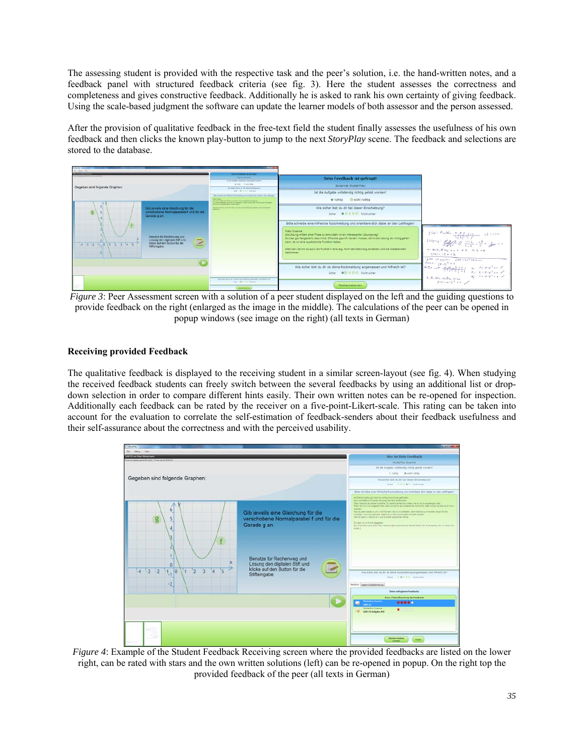The assessing student is provided with the respective task and the peer's solution, i.e. the hand-written notes, and a feedback panel with structured feedback criteria (see fig. 3). Here the student assesses the correctness and completeness and gives constructive feedback. Additionally he is asked to rank his own certainty of giving feedback. Using the scale-based judgment the software can update the learner models of both assessor and the person assessed.

After the provision of qualitative feedback in the free-text field the student finally assesses the usefulness of his own feedback and then clicks the known play-button to jump to the next *StoryPlay* scene. The feedback and selections are stored to the database.

*Figure 3*: Peer Assessment screen with a solution of a peer student displayed on the left and the guiding questions to provide feedback on the right (enlarged as the image in the middle). The calculations of the peer can be opened in popup windows (see image on the right) (all texts in German)

**Receiving provided Feedback**

The qualitative feedback is displayed to the receiving student in a similar screen-layout (see fig. 4). When studying the received feedback students can freely switch between the several feedbacks by using an additional list or drop-down selection in order to compare different hints easily. Their own written notes can be re-opened for inspection. Additionally each feedback can be rated by the receiver on a five-point-Likert-scale. This rating can be taken into account for the evaluation to correlate the self-estimation of feedback-senders about their feedback usefulness and their self-assurance about the correctness and with the perceived usability.

*Figure 4*: Example of the Student Feedback Receiving screen where the provided feedbacks are listed on the lower right, can be rated with stars and the own written solutions (left) can be re-opened in popup. On the right top the provided feedback of the peer (all texts in German)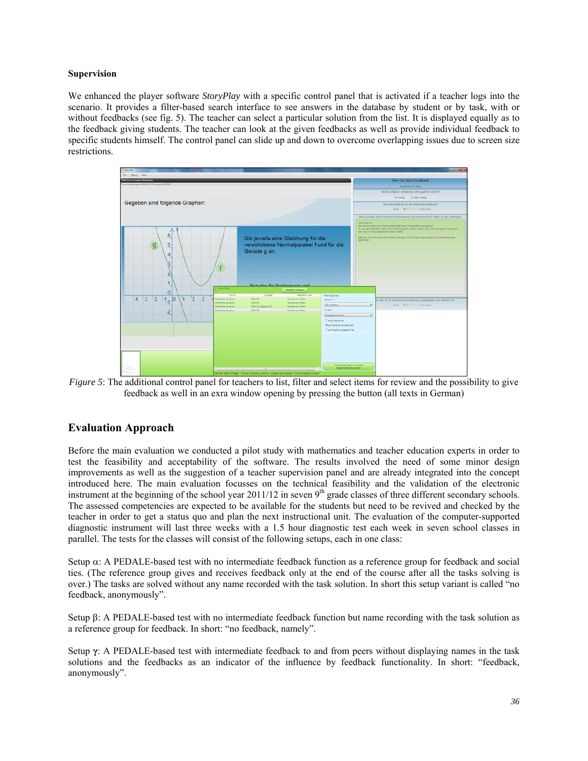**Supervision**

We enhanced the player software *StoryPlay* with a specific control panel that is activated if a teacher logs into the scenario. It provides a filter-based search interface to see answers in the database by student or by task, with or without feedbacks (see fig. 5). The teacher can select a particular solution from the list. It is displayed equally as to the feedback giving students. The teacher can look at the given feedbacks as well as provide individual feedback to specific students himself. The control panel can slide up and down to overcome overlapping issues due to screen size restrictions.

*Figure 5*: The additional control panel for teachers to list, filter and select items for review and the possibility to give feedback as well in an exra window opening by pressing the button (all texts in German)

## Evaluation Approach

Before the main evaluation we conducted a pilot study with mathematics and teacher education experts in order to test the feasibility and acceptability of the software. The results involved the need of some minor design improvements as well as the suggestion of a teacher supervision panel and are already integrated into the concept introduced here. The main evaluation focusses on the technical feasibility and the validation of the electronic instrument at the beginning of the school year 2011/12 in seven 9th grade classes of three different secondary schools. The assessed competencies are expected to be available for the students but need to be revived and checked by the teacher in order to get a status quo and plan the next instructional unit. The evaluation of the computer-supported diagnostic instrument will last three weeks with a 1.5 hour diagnostic test each week in seven school classes in parallel. The tests for the classes will consist of the following setups, each in one class:

Setup $\alpha$: A PEDALE-based test with no intermediate feedback function as a reference group for feedback and social ties. (The reference group gives and receives feedback only at the end of the course after all the tasks solving is over.) The tasks are solved without any name recorded with the task solution. In short this setup variant is called "no feedback, anonymously".

Setup $\beta$: A PEDALE-based test with no intermediate feedback function but name recording with the task solution as a reference group for feedback. In short: "no feedback, namely".

Setup $\gamma$: A PEDALE-based test with intermediate feedback to and from peers without displaying names in the task solutions and the feedbacks as an indicator of the influence by feedback functionality. In short: "feedback, anonymously".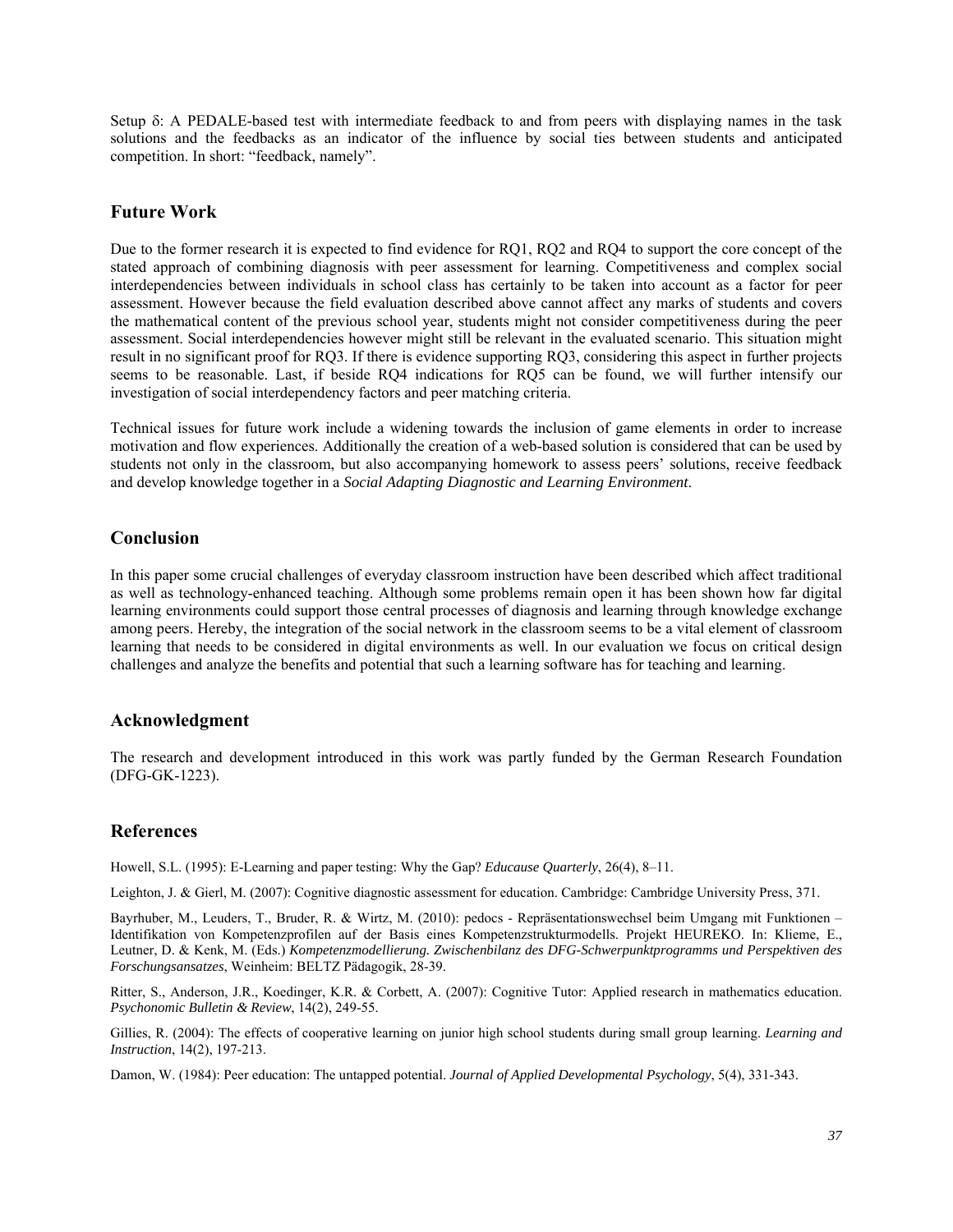Setup δ: A PEDALE-based test with intermediate feedback to and from peers with displaying names in the task solutions and the feedbacks as an indicator of the influence by social ties between students and anticipated competition. In short: "feedback, namely".

## Future Work

Due to the former research it is expected to find evidence for RQ1, RQ2 and RQ4 to support the core concept of the stated approach of combining diagnosis with peer assessment for learning. Competitiveness and complex social interdependencies between individuals in school class has certainly to be taken into account as a factor for peer assessment. However because the field evaluation described above cannot affect any marks of students and covers the mathematical content of the previous school year, students might not consider competitiveness during the peer assessment. Social interdependencies however might still be relevant in the evaluated scenario. This situation might result in no significant proof for RQ3. If there is evidence supporting RQ3, considering this aspect in further projects seems to be reasonable. Last, if beside RQ4 indications for RQ5 can be found, we will further intensify our investigation of social interdependency factors and peer matching criteria.

Technical issues for future work include a widening towards the inclusion of game elements in order to increase motivation and flow experiences. Additionally the creation of a web-based solution is considered that can be used by students not only in the classroom, but also accompanying homework to assess peers' solutions, receive feedback and develop knowledge together in a *Social Adapting Diagnostic and Learning Environment*.

## Conclusion

In this paper some crucial challenges of everyday classroom instruction have been described which affect traditional as well as technology-enhanced teaching. Although some problems remain open it has been shown how far digital learning environments could support those central processes of diagnosis and learning through knowledge exchange among peers. Hereby, the integration of the social network in the classroom seems to be a vital element of classroom learning that needs to be considered in digital environments as well. In our evaluation we focus on critical design challenges and analyze the benefits and potential that such a learning software has for teaching and learning.

## Acknowledgment

The research and development introduced in this work was partly funded by the German Research Foundation (DFG-GK-1223).

## References

Howell, S.L. (1995): E-Learning and paper testing: Why the Gap? *Educause Quarterly*, 26(4), 8–11.

Leighton, J. & Gierl, M. (2007): Cognitive diagnostic assessment for education. Cambridge: Cambridge University Press, 371.

Bayrhuber, M., Leuders, T., Bruder, R. & Wirtz, M. (2010): pedocs - Repräsentationswechsel beim Umgang mit Funktionen – Identifikation von Kompetenzprofilen auf der Basis eines Kompetenzstrukturmodells. Projekt HEUREKO. In: Klieme, E., Leutner, D. & Kenk, M. (Eds.) *Kompetenzmodellierung. Zwischenbilanz des DFG-Schwerpunktprogramms und Perspektiven des Forschungsansatzes*, Weinheim: BELTZ Pädagogik, 28-39.

Ritter, S., Anderson, J.R., Koedinger, K.R. & Corbett, A. (2007): Cognitive Tutor: Applied research in mathematics education. *Psychonomic Bulletin & Review*, 14(2), 249-55.

Gillies, R. (2004): The effects of cooperative learning on junior high school students during small group learning. *Learning and Instruction*, 14(2), 197-213.

Damon, W. (1984): Peer education: The untapped potential. *Journal of Applied Developmental Psychology*, 5(4), 331-343.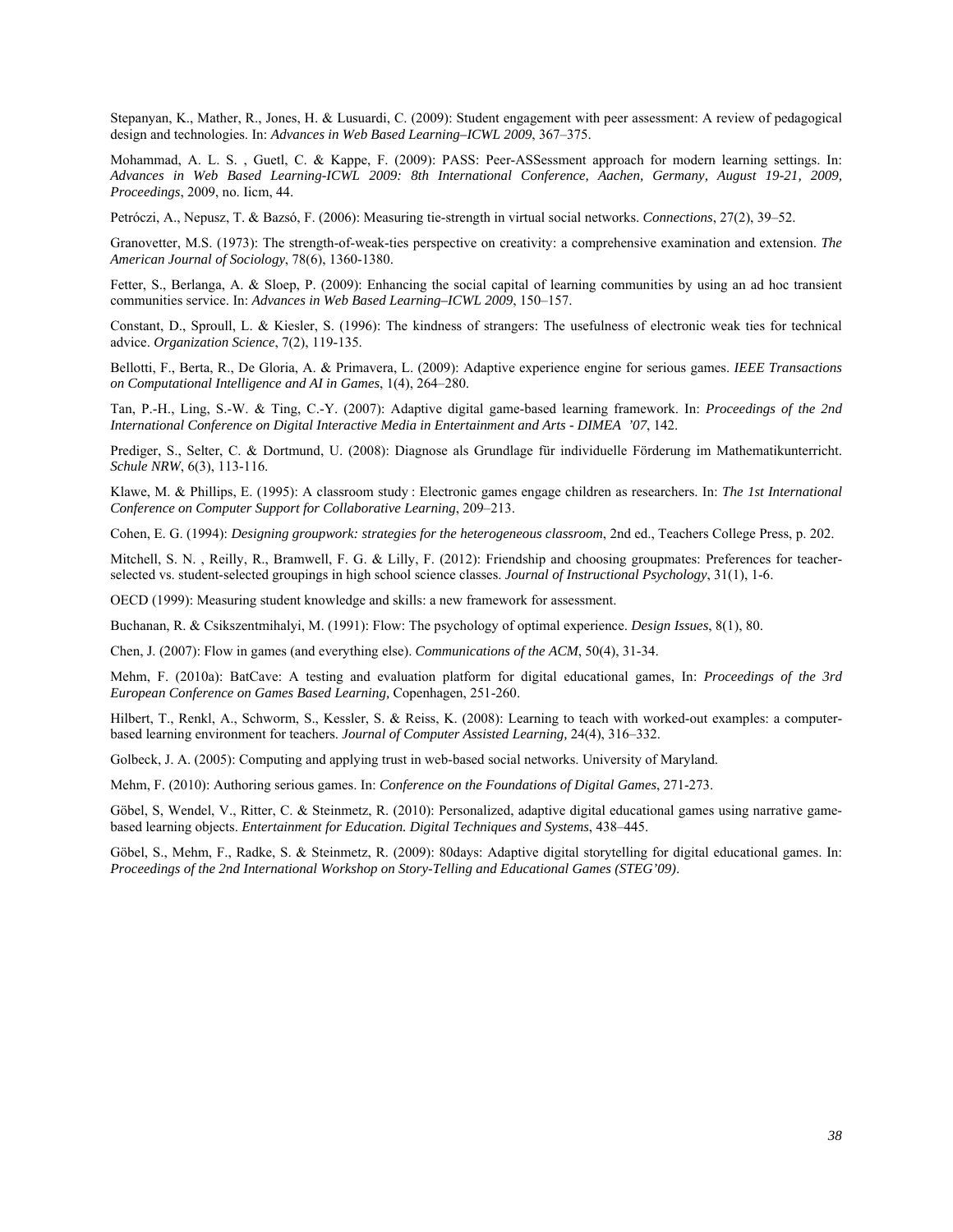Stepanyan, K., Mather, R., Jones, H. & Lusuardi, C. (2009): Student engagement with peer assessment: A review of pedagogical design and technologies. In: *Advances in Web Based Learning–ICWL 2009*, 367–375.

Mohammad, A. L. S. , Guetl, C. & Kappe, F. (2009): PASS: Peer-ASSessment approach for modern learning settings. In: *Advances in Web Based Learning-ICWL 2009: 8th International Conference, Aachen, Germany, August 19-21, 2009, Proceedings*, 2009, no. Iicm, 44.

Petróczi, A., Nepusz, T. & Bazsó, F. (2006): Measuring tie-strength in virtual social networks. *Connections*, 27(2), 39–52.

Granovetter, M.S. (1973): The strength-of-weak-ties perspective on creativity: a comprehensive examination and extension. *The American Journal of Sociology*, 78(6), 1360-1380.

Fetter, S., Berlanga, A. & Sloep, P. (2009): Enhancing the social capital of learning communities by using an ad hoc transient communities service. In: *Advances in Web Based Learning–ICWL 2009*, 150–157.

Constant, D., Sproull, L. & Kiesler, S. (1996): The kindness of strangers: The usefulness of electronic weak ties for technical advice. *Organization Science*, 7(2), 119-135.

Bellotti, F., Berta, R., De Gloria, A. & Primavera, L. (2009): Adaptive experience engine for serious games. *IEEE Transactions on Computational Intelligence and AI in Games*, 1(4), 264–280.

Tan, P.-H., Ling, S.-W. & Ting, C.-Y. (2007): Adaptive digital game-based learning framework. In: *Proceedings of the 2nd International Conference on Digital Interactive Media in Entertainment and Arts - DIMEA '07*, 142.

Prediger, S., Selter, C. & Dortmund, U. (2008): Diagnose als Grundlage für individuelle Förderung im Mathematikunterricht. *Schule NRW*, 6(3), 113-116.

Klawe, M. & Phillips, E. (1995): A classroom study : Electronic games engage children as researchers. In: *The 1st International Conference on Computer Support for Collaborative Learning*, 209–213.

Cohen, E. G. (1994): *Designing groupwork: strategies for the heterogeneous classroom*, 2nd ed., Teachers College Press, p. 202.

Mitchell, S. N. , Reilly, R., Bramwell, F. G. & Lilly, F. (2012): Friendship and choosing groupmates: Preferences for teacher-selected vs. student-selected groupings in high school science classes. *Journal of Instructional Psychology*, 31(1), 1-6.

OECD (1999): Measuring student knowledge and skills: a new framework for assessment.

Buchanan, R. & Csikszentmihalyi, M. (1991): Flow: The psychology of optimal experience. *Design Issues*, 8(1), 80.

Chen, J. (2007): Flow in games (and everything else). *Communications of the ACM*, 50(4), 31-34.

Mehm, F. (2010a): BatCave: A testing and evaluation platform for digital educational games, In: *Proceedings of the 3rd European Conference on Games Based Learning,* Copenhagen, 251-260.

Hilbert, T., Renkl, A., Schworm, S., Kessler, S. & Reiss, K. (2008): Learning to teach with worked-out examples: a computer-based learning environment for teachers. *Journal of Computer Assisted Learning,* 24(4), 316–332.

Golbeck, J. A. (2005): Computing and applying trust in web-based social networks. University of Maryland.

Mehm, F. (2010): Authoring serious games. In: *Conference on the Foundations of Digital Games*, 271-273.

Göbel, S, Wendel, V., Ritter, C. & Steinmetz, R. (2010): Personalized, adaptive digital educational games using narrative game-based learning objects. *Entertainment for Education. Digital Techniques and Systems*, 438–445.

Göbel, S., Mehm, F., Radke, S. & Steinmetz, R. (2009): 80days: Adaptive digital storytelling for digital educational games. In: *Proceedings of the 2nd International Workshop on Story-Telling and Educational Games (STEG'09)*.